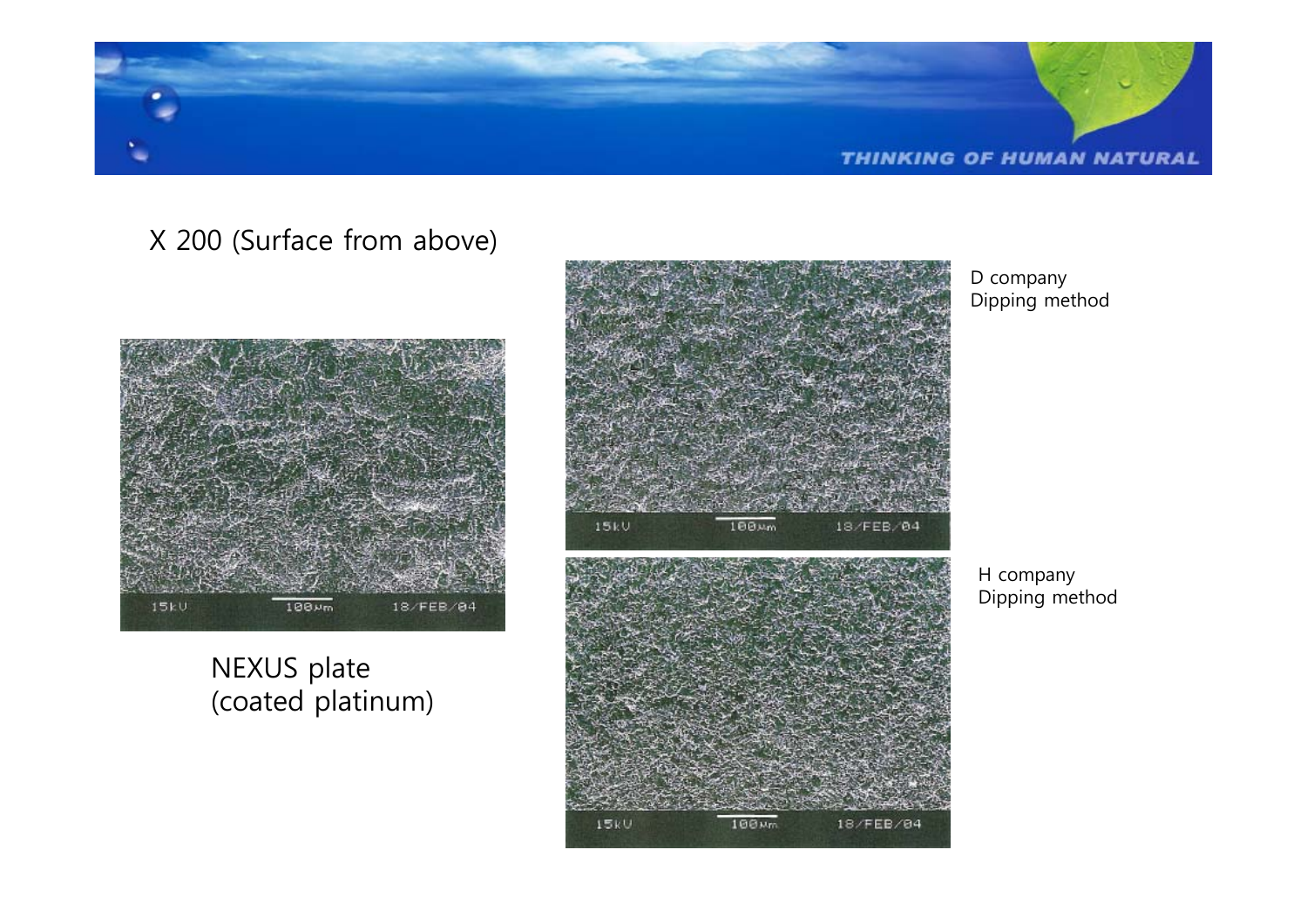X 200 (Surface from above)

NEXUS plate
(coated platinum)

D company
Dipping method

H company
Dipping method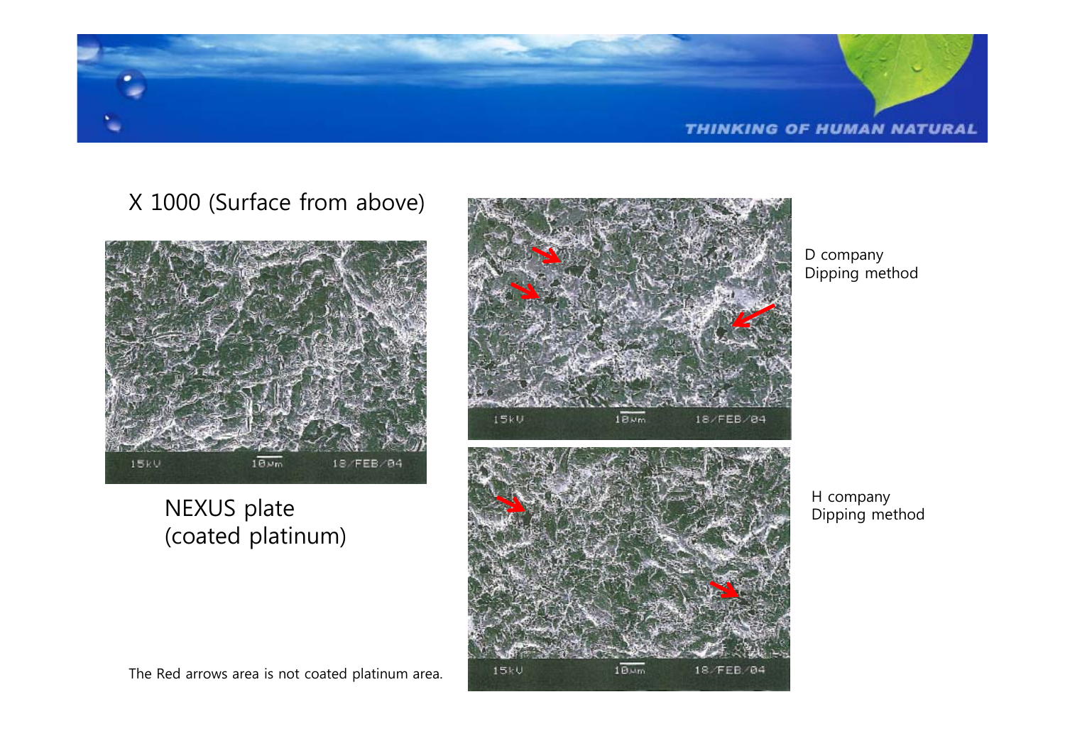X 1000 (Surface from above)

NEXUS plate
(coated platinum)

D company
Dipping method

H company
Dipping method

The Red arrows area is not coated platinum area.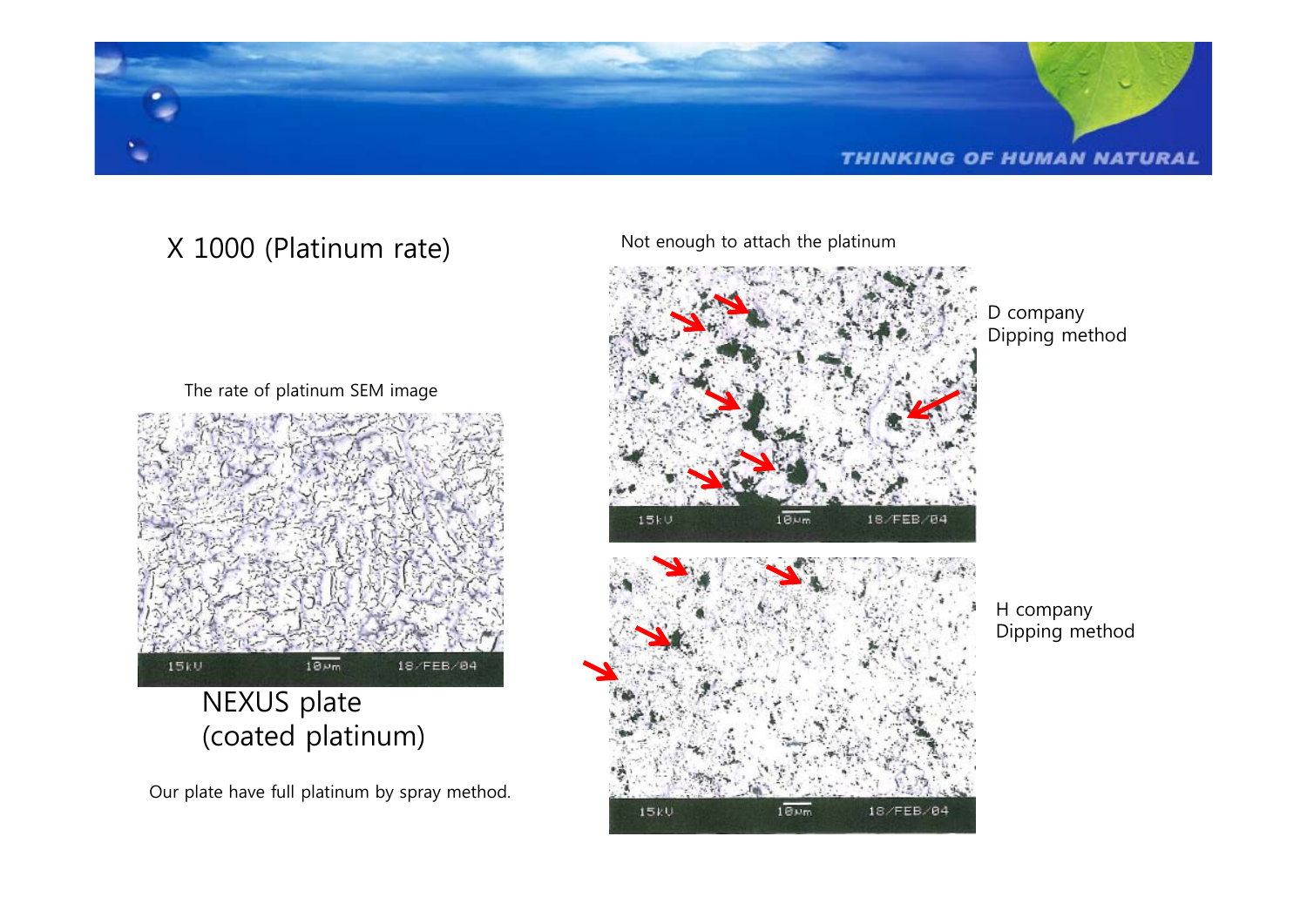# X 1000 (Platinum rate)

The rate of platinum SEM image

NEXUS plate
(coated platinum)

Our plate have full platinum by spray method.

Not enough to attach the platinum

D company
Dipping method

H company
Dipping method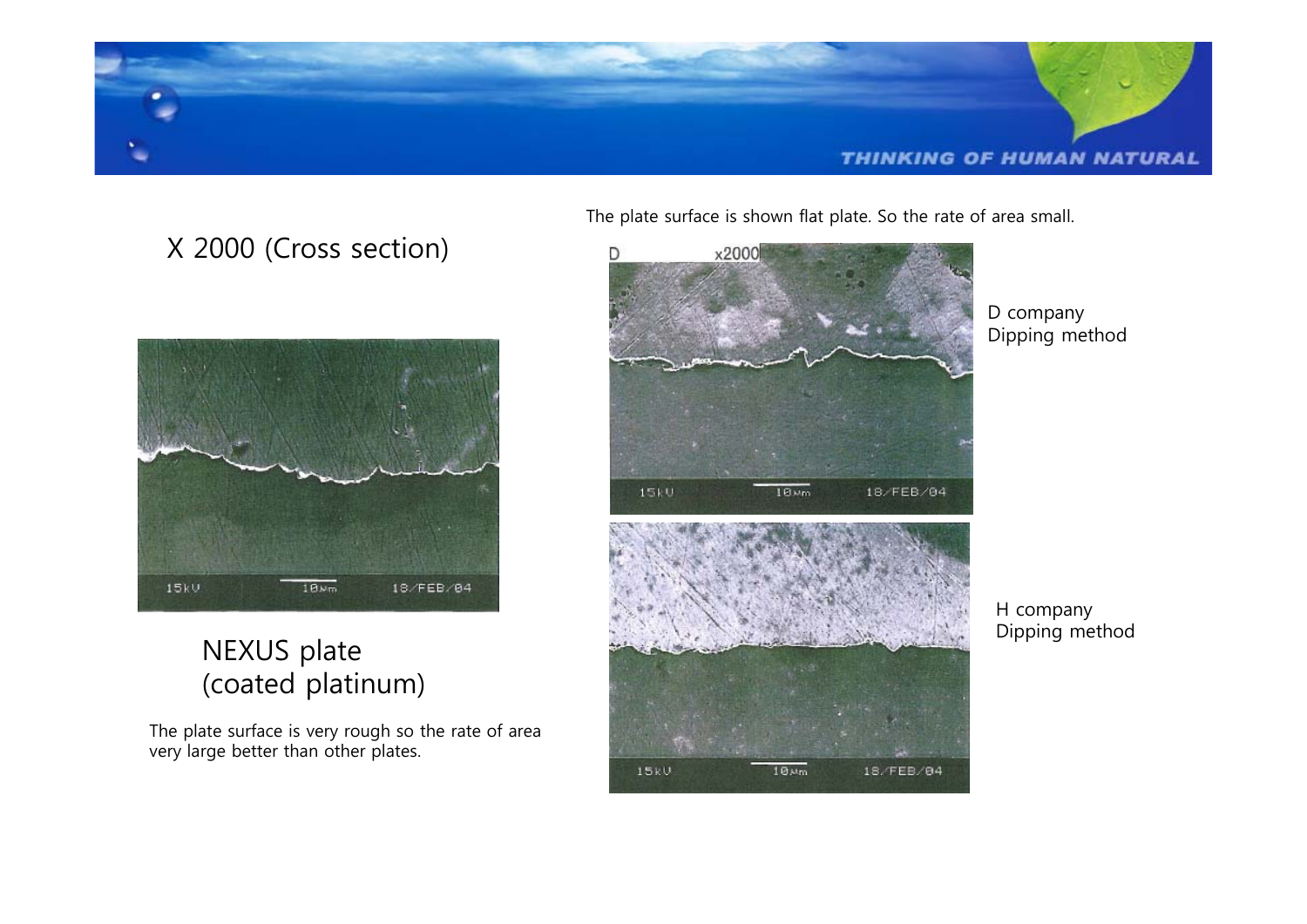## X 2000 (Cross section)

The plate surface is shown flat plate. So the rate of area small.

NEXUS plate
(coated platinum)

The plate surface is very rough so the rate of area very large better than other plates.

D company
Dipping method

H company
Dipping method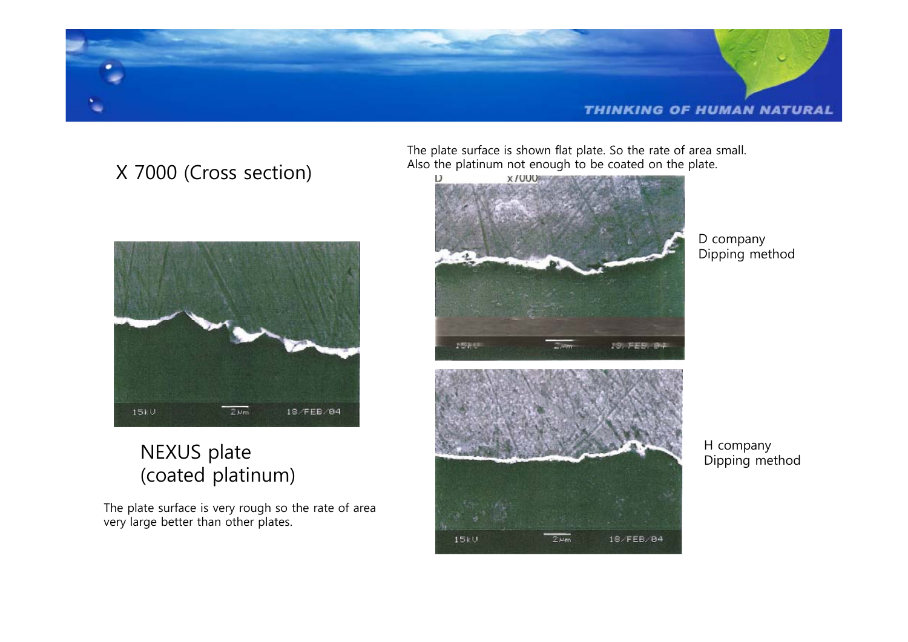# X 7000 (Cross section)

## NEXUS plate (coated platinum)

The plate surface is very rough so the rate of area very large better than other plates.

The plate surface is shown flat plate. So the rate of area small. Also the platinum not enough to be coated on the plate.

D company
Dipping method

H company
Dipping method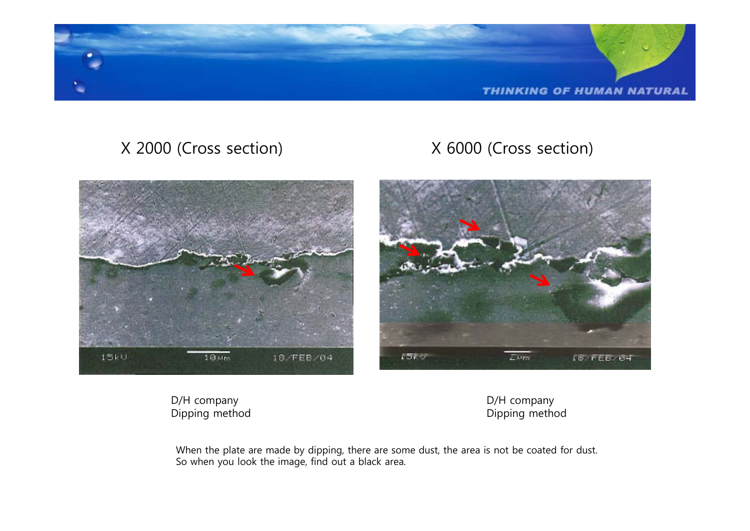X 2000 (Cross section)

X 6000 (Cross section)

D/H company
Dipping method

D/H company
Dipping method

When the plate are made by dipping, there are some dust, the area is not be coated for dust.
So when you look the image, find out a black area.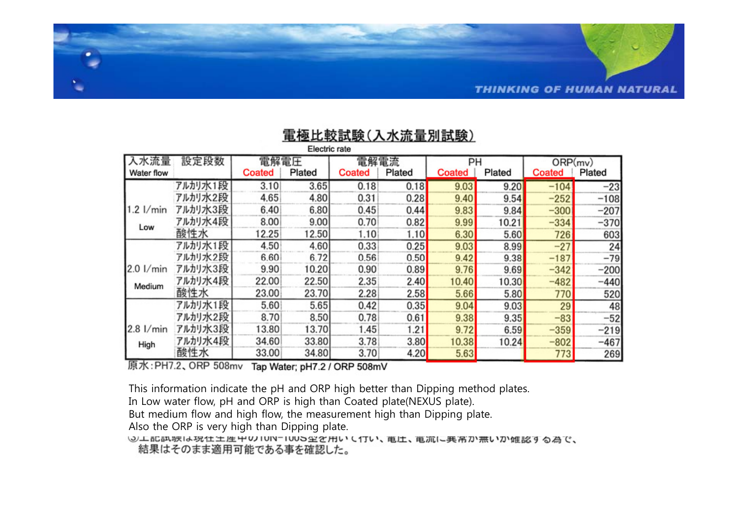## 電極比較試験（入水流量別試験）

Electric rate

| 入水流量 Water flow | 設定段数 | 電解電圧 Coated | 電解電圧 Plated | 電解電流 Coated | 電解電流 Plated | PH Coated | PH Plated | ORP(mv) Coated | ORP(mv) Plated |
|---|---|---|---|---|---|---|---|---|---|
| 1.2 l/min Low | アルカリ水1段 | 3.10 | 3.65 | 0.18 | 0.18 | 9.03 | 9.20 | −104 | −23 |
| | アルカリ水2段 | 4.65 | 4.80 | 0.31 | 0.28 | 9.40 | 9.54 | −252 | −108 |
| | アルカリ水3段 | 6.40 | 6.80 | 0.45 | 0.44 | 9.83 | 9.84 | −300 | −207 |
| | アルカリ水4段 | 8.00 | 9.00 | 0.70 | 0.82 | 9.99 | 10.21 | −334 | −370 |
| | 酸性水 | 12.25 | 12.50 | 1.10 | 1.10 | 6.30 | 5.60 | 726 | 603 |
| 2.0 l/min Medium | アルカリ水1段 | 4.50 | 4.60 | 0.33 | 0.25 | 9.03 | 8.99 | −27 | 24 |
| | アルカリ水2段 | 6.60 | 6.72 | 0.56 | 0.50 | 9.42 | 9.38 | −187 | −79 |
| | アルカリ水3段 | 9.90 | 10.20 | 0.90 | 0.89 | 9.76 | 9.69 | −342 | −200 |
| | アルカリ水4段 | 22.00 | 22.50 | 2.35 | 2.40 | 10.40 | 10.30 | −482 | −440 |
| | 酸性水 | 23.00 | 23.70 | 2.28 | 2.58 | 5.66 | 5.80 | 770 | 520 |
| 2.8 l/min High | アルカリ水1段 | 5.60 | 5.65 | 0.42 | 0.35 | 9.04 | 9.03 | 29 | 48 |
| | アルカリ水2段 | 8.70 | 8.50 | 0.78 | 0.61 | 9.38 | 9.35 | −83 | −52 |
| | アルカリ水3段 | 13.80 | 13.70 | 1.45 | 1.21 | 9.72 | 6.59 | −359 | −219 |
| | アルカリ水4段 | 34.60 | 33.80 | 3.78 | 3.80 | 10.38 | 10.24 | −802 | −467 |
| | 酸性水 | 33.00 | 34.80 | 3.70 | 4.20 | 5.63 | | 773 | 269 |

原水：PH7.2、ORP 508mv　Tap Water; pH7.2 / ORP 508mV

This information indicate the pH and ORP high better than Dipping method plates.
In Low water flow, pH and ORP is high than Coated plate(NEXUS plate).
But medium flow and high flow, the measurement high than Dipping plate.
Also the ORP is very high than Dipping plate.

③上記試験は現在生産中の10N−100S型を用いて行い、電圧、電流に異常が無いか確認する為で、
結果はそのまま適用可能である事を確認した。